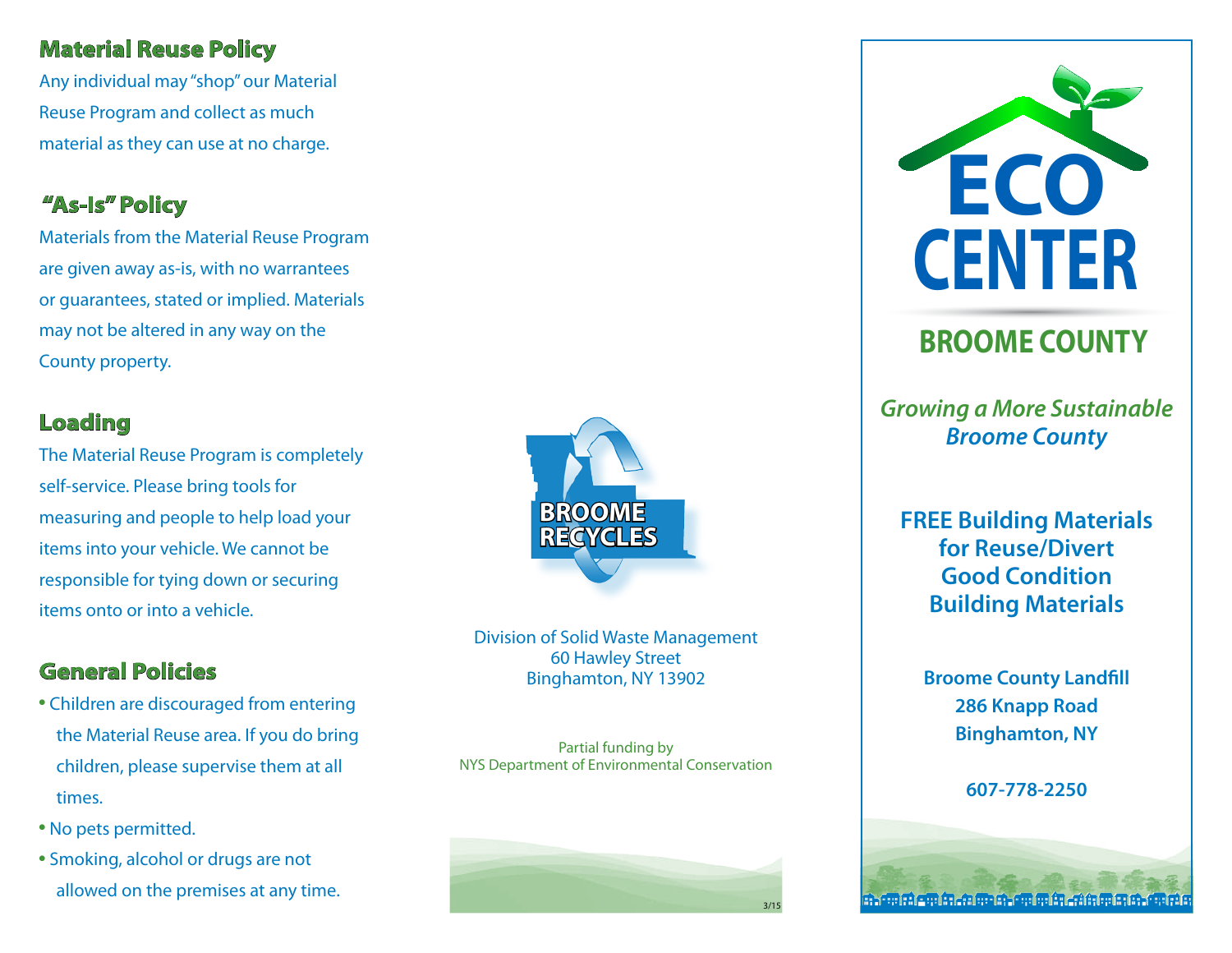## Material Reuse Policy

Any individual may "shop" our Material Reuse Program and collect as much material as they can use at no charge.

## "As-Is" Policy

Materials from the Material Reuse Program are given away as-is, with no warrantees or guarantees, stated or implied. Materials may not be altered in any way on the County property.

## Loading

The Material Reuse Program is completely self-service. Please bring tools for measuring and people to help load your items into your vehicle. We cannot be responsible for tying down or securing items onto or into a vehicle.

## General Policies

- Children are discouraged from entering the Material Reuse area. If you do bring children, please supervise them at all times.
- No pets permitted.
- Smoking, alcohol or drugs are not allowed on the premises at any time.

BROOME RECYCLES

Division of Solid Waste Management
60 Hawley Street
Binghamton, NY 13902

Partial funding by
NYS Department of Environmental Conservation

3/15

# ECO CENTER

## BROOME COUNTY

*Growing a More Sustainable Broome County*

**FREE Building Materials for Reuse/Divert Good Condition Building Materials**

**Broome County Landfill**
**286 Knapp Road**
**Binghamton, NY**

**607-778-2250**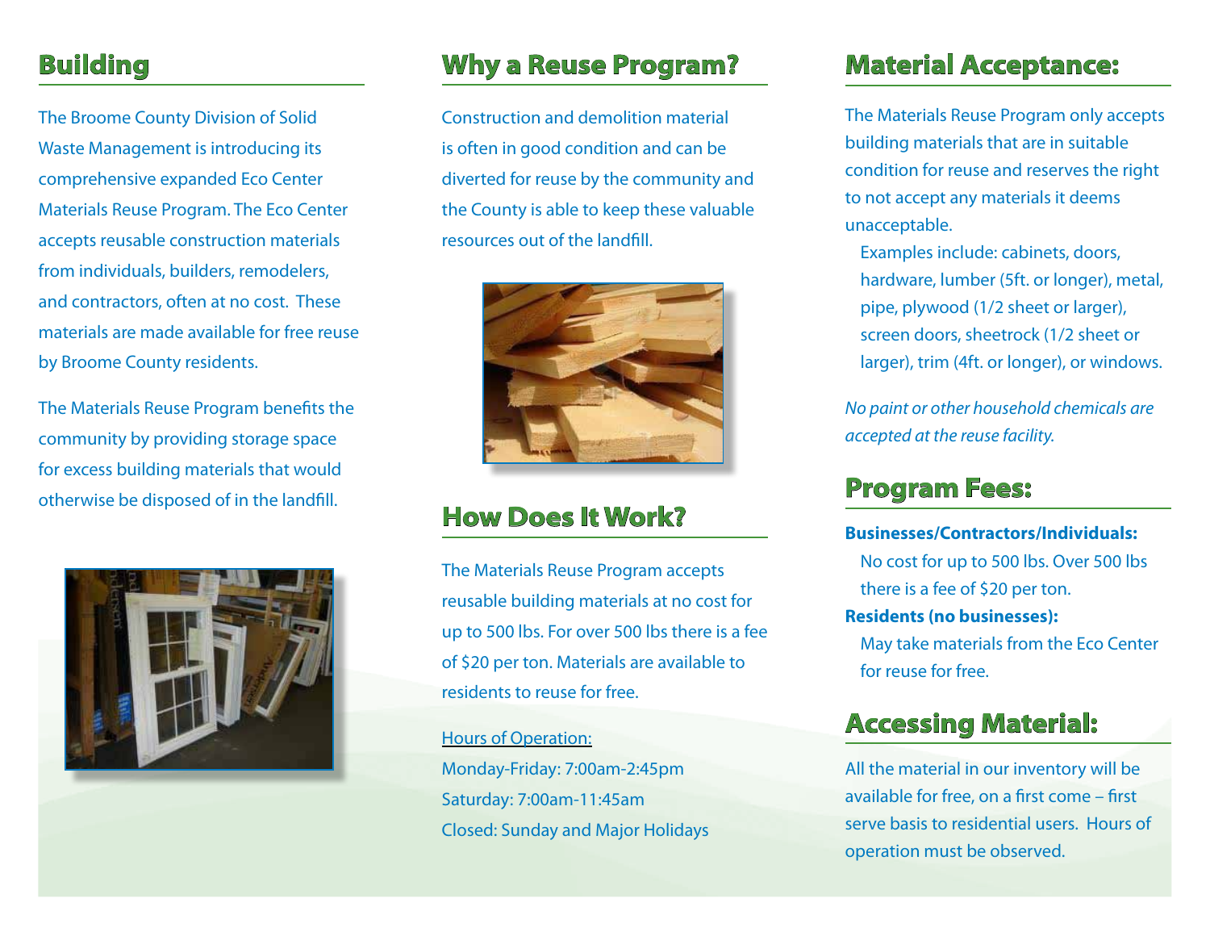## Building

The Broome County Division of Solid Waste Management is introducing its comprehensive expanded Eco Center Materials Reuse Program. The Eco Center accepts reusable construction materials from individuals, builders, remodelers, and contractors, often at no cost. These materials are made available for free reuse by Broome County residents.

The Materials Reuse Program benefits the community by providing storage space for excess building materials that would otherwise be disposed of in the landfill.

## Why a Reuse Program?

Construction and demolition material is often in good condition and can be diverted for reuse by the community and the County is able to keep these valuable resources out of the landfill.

## How Does It Work?

The Materials Reuse Program accepts reusable building materials at no cost for up to 500 lbs. For over 500 lbs there is a fee of $20 per ton. Materials are available to residents to reuse for free.

Hours of Operation:
Monday-Friday: 7:00am-2:45pm
Saturday: 7:00am-11:45am
Closed: Sunday and Major Holidays

## Material Acceptance:

The Materials Reuse Program only accepts building materials that are in suitable condition for reuse and reserves the right to not accept any materials it deems unacceptable.

Examples include: cabinets, doors, hardware, lumber (5ft. or longer), metal, pipe, plywood (1/2 sheet or larger), screen doors, sheetrock (1/2 sheet or larger), trim (4ft. or longer), or windows.

*No paint or other household chemicals are accepted at the reuse facility.*

## Program Fees:

**Businesses/Contractors/Individuals:**
No cost for up to 500 lbs. Over 500 lbs there is a fee of $20 per ton.

**Residents (no businesses):**
May take materials from the Eco Center for reuse for free.

## Accessing Material:

All the material in our inventory will be available for free, on a first come – first serve basis to residential users. Hours of operation must be observed.